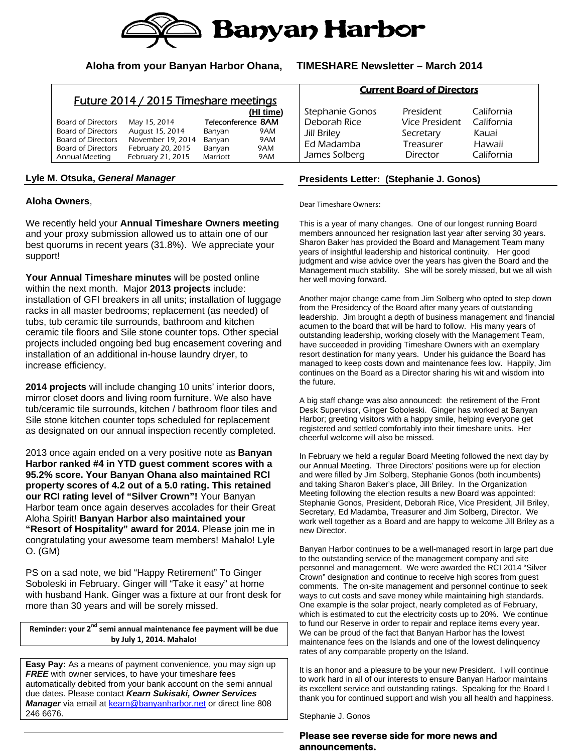# Banyan Harbor

**Aloha from your Banyan Harbor Ohana, TIMESHARE Newsletter – March 2014**

## Future 2014 / 2015 Timeshare meetings

| | | | (HI time) |
|---|---|---|---|
| Board of Directors | May 15, 2014 | Teleconference | 8AM |
| Board of Directors | August 15, 2014 | Banyan | 9AM |
| Board of Directors | November 19, 2014 | Banyan | 9AM |
| Board of Directors | February 20, 2015 | Banyan | 9AM |
| Annual Meeting | February 21, 2015 | Marriott | 9AM |

## Current Board of Directors

| | | |
|---|---|---|
| Stephanie Gonos | President | California |
| Deborah Rice | Vice President | California |
| Jill Briley | Secretary | Kauai |
| Ed Madamba | Treasurer | Hawaii |
| James Solberg | Director | California |

## Lyle M. Otsuka, *General Manager*

**Aloha Owners**,

We recently held your **Annual Timeshare Owners meeting** and your proxy submission allowed us to attain one of our best quorums in recent years (31.8%). We appreciate your support!

**Your Annual Timeshare minutes** will be posted online within the next month. Major **2013 projects** include: installation of GFI breakers in all units; installation of luggage racks in all master bedrooms; replacement (as needed) of tubs, tub ceramic tile surrounds, bathroom and kitchen ceramic tile floors and Sile stone counter tops. Other special projects included ongoing bed bug encasement covering and installation of an additional in-house laundry dryer, to increase efficiency.

**2014 projects** will include changing 10 units' interior doors, mirror closet doors and living room furniture. We also have tub/ceramic tile surrounds, kitchen / bathroom floor tiles and Sile stone kitchen counter tops scheduled for replacement as designated on our annual inspection recently completed.

2013 once again ended on a very positive note as **Banyan Harbor ranked #4 in YTD guest comment scores with a 95.2% score. Your Banyan Ohana also maintained RCI property scores of 4.2 out of a 5.0 rating. This retained our RCI rating level of "Silver Crown"!** Your Banyan Harbor team once again deserves accolades for their Great Aloha Spirit! **Banyan Harbor also maintained your "Resort of Hospitality" award for 2014.** Please join me in congratulating your awesome team members! Mahalo! Lyle O. (GM)

PS on a sad note, we bid "Happy Retirement" To Ginger Soboleski in February. Ginger will "Take it easy" at home with husband Hank. Ginger was a fixture at our front desk for more than 30 years and will be sorely missed.

**Reminder: your 2nd semi annual maintenance fee payment will be due by July 1, 2014. Mahalo!**

**Easy Pay:** As a means of payment convenience, you may sign up ***FREE*** with owner services, to have your timeshare fees automatically debited from your bank account on the semi annual due dates. Please contact ***Kearn Sukisaki, Owner Services Manager*** via email at kearn@banyanharbor.net or direct line 808 246 6676.

## Presidents Letter: (Stephanie J. Gonos)

Dear Timeshare Owners:

This is a year of many changes. One of our longest running Board members announced her resignation last year after serving 30 years. Sharon Baker has provided the Board and Management Team many years of insightful leadership and historical continuity. Her good judgment and wise advice over the years has given the Board and the Management much stability. She will be sorely missed, but we all wish her well moving forward.

Another major change came from Jim Solberg who opted to step down from the Presidency of the Board after many years of outstanding leadership. Jim brought a depth of business management and financial acumen to the board that will be hard to follow. His many years of outstanding leadership, working closely with the Management Team, have succeeded in providing Timeshare Owners with an exemplary resort destination for many years. Under his guidance the Board has managed to keep costs down and maintenance fees low. Happily, Jim continues on the Board as a Director sharing his wit and wisdom into the future.

A big staff change was also announced: the retirement of the Front Desk Supervisor, Ginger Soboleski. Ginger has worked at Banyan Harbor; greeting visitors with a happy smile, helping everyone get registered and settled comfortably into their timeshare units. Her cheerful welcome will also be missed.

In February we held a regular Board Meeting followed the next day by our Annual Meeting. Three Directors' positions were up for election and were filled by Jim Solberg, Stephanie Gonos (both incumbents) and taking Sharon Baker's place, Jill Briley. In the Organization Meeting following the election results a new Board was appointed: Stephanie Gonos, President, Deborah Rice, Vice President, Jill Briley, Secretary, Ed Madamba, Treasurer and Jim Solberg, Director. We work well together as a Board and are happy to welcome Jill Briley as a new Director.

Banyan Harbor continues to be a well-managed resort in large part due to the outstanding service of the management company and site personnel and management. We were awarded the RCI 2014 "Silver Crown" designation and continue to receive high scores from guest comments. The on-site management and personnel continue to seek ways to cut costs and save money while maintaining high standards. One example is the solar project, nearly completed as of February, which is estimated to cut the electricity costs up to 20%. We continue to fund our Reserve in order to repair and replace items every year. We can be proud of the fact that Banyan Harbor has the lowest maintenance fees on the Islands and one of the lowest delinquency rates of any comparable property on the Island.

It is an honor and a pleasure to be your new President. I will continue to work hard in all of our interests to ensure Banyan Harbor maintains its excellent service and outstanding ratings. Speaking for the Board I thank you for continued support and wish you all health and happiness.

Stephanie J. Gonos

**Please see reverse side for more news and announcements.**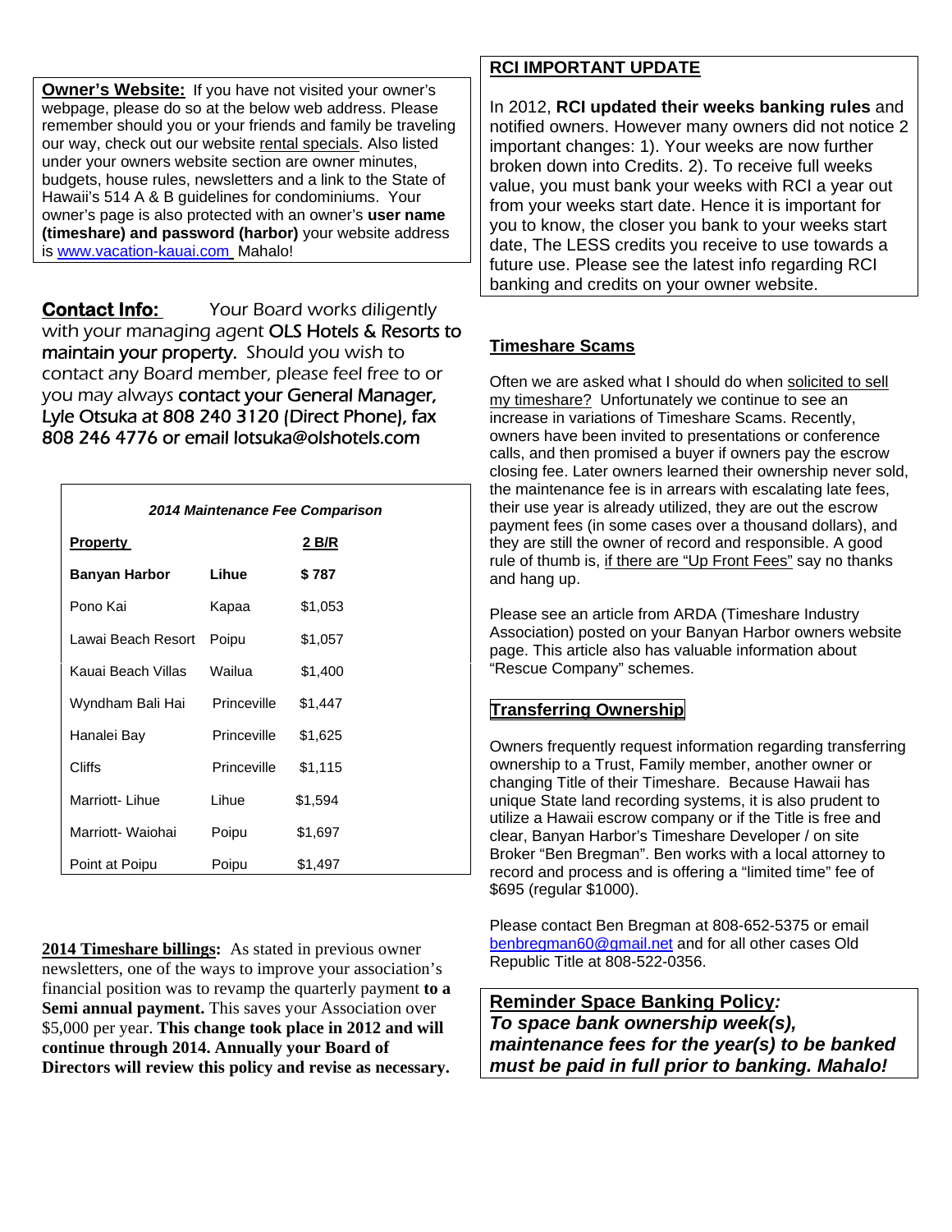**Owner's Website:** If you have not visited your owner's webpage, please do so at the below web address. Please remember should you or your friends and family be traveling our way, check out our website rental specials. Also listed under your owners website section are owner minutes, budgets, house rules, newsletters and a link to the State of Hawaii's 514 A & B guidelines for condominiums. Your owner's page is also protected with an owner's **user name (timeshare) and password (harbor)** your website address is www.vacation-kauai.com Mahalo!

**Contact Info:** Your Board works diligently with your managing agent OLS Hotels & Resorts to maintain your property. Should you wish to contact any Board member, please feel free to or you may always contact your General Manager, Lyle Otsuka at 808 240 3120 (Direct Phone), fax 808 246 4776 or email lotsuka@olshotels.com

| *2014 Maintenance Fee Comparison* | | |
|---|---|---|
| **Property** | | **2 B/R** |
| **Banyan Harbor** | **Lihue** | **$ 787** |
| Pono Kai | Kapaa | $1,053 |
| Lawai Beach Resort | Poipu | $1,057 |
| Kauai Beach Villas | Wailua | $1,400 |
| Wyndham Bali Hai | Princeville | $1,447 |
| Hanalei Bay | Princeville | $1,625 |
| Cliffs | Princeville | $1,115 |
| Marriott- Lihue | Lihue | $1,594 |
| Marriott- Waiohai | Poipu | $1,697 |
| Point at Poipu | Poipu | $1,497 |

**2014 Timeshare billings:** As stated in previous owner newsletters, one of the ways to improve your association's financial position was to revamp the quarterly payment **to a Semi annual payment.** This saves your Association over $5,000 per year. **This change took place in 2012 and will continue through 2014. Annually your Board of Directors will review this policy and revise as necessary.**

**RCI IMPORTANT UPDATE**

In 2012, **RCI updated their weeks banking rules** and notified owners. However many owners did not notice 2 important changes: 1). Your weeks are now further broken down into Credits. 2). To receive full weeks value, you must bank your weeks with RCI a year out from your weeks start date. Hence it is important for you to know, the closer you bank to your weeks start date, The LESS credits you receive to use towards a future use. Please see the latest info regarding RCI banking and credits on your owner website.

**Timeshare Scams**

Often we are asked what I should do when solicited to sell my timeshare? Unfortunately we continue to see an increase in variations of Timeshare Scams. Recently, owners have been invited to presentations or conference calls, and then promised a buyer if owners pay the escrow closing fee. Later owners learned their ownership never sold, the maintenance fee is in arrears with escalating late fees, their use year is already utilized, they are out the escrow payment fees (in some cases over a thousand dollars), and they are still the owner of record and responsible. A good rule of thumb is, if there are "Up Front Fees" say no thanks and hang up.

Please see an article from ARDA (Timeshare Industry Association) posted on your Banyan Harbor owners website page. This article also has valuable information about "Rescue Company" schemes.

**Transferring Ownership**

Owners frequently request information regarding transferring ownership to a Trust, Family member, another owner or changing Title of their Timeshare. Because Hawaii has unique State land recording systems, it is also prudent to utilize a Hawaii escrow company or if the Title is free and clear, Banyan Harbor's Timeshare Developer / on site Broker "Ben Bregman". Ben works with a local attorney to record and process and is offering a "limited time" fee of $695 (regular $1000).

Please contact Ben Bregman at 808-652-5375 or email benbregman60@gmail.net and for all other cases Old Republic Title at 808-522-0356.

**Reminder Space Banking Policy*:***
***To space bank ownership week(s), maintenance fees for the year(s) to be banked must be paid in full prior to banking. Mahalo!***